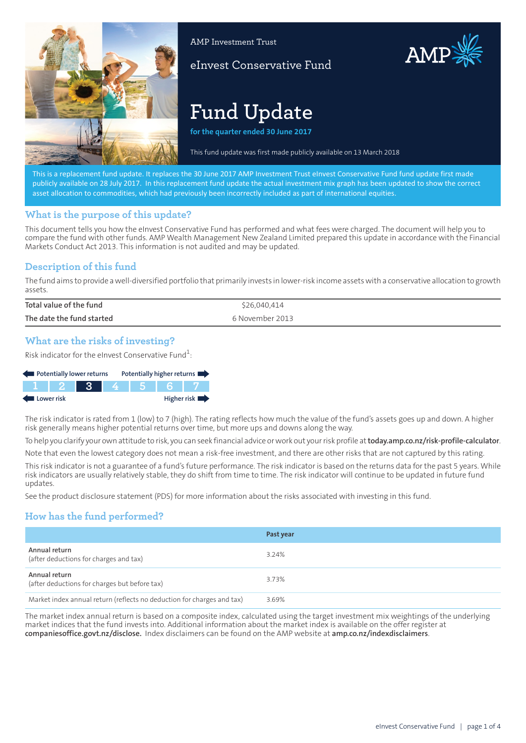AMP Investment Trust

eInvest Conservative Fund

# Fund Update

**for the quarter ended 30 June 2017**

This fund update was first made publicly available on 13 March 2018

This is a replacement fund update. It replaces the 30 June 2017 AMP Investment Trust eInvest Conservative Fund fund update first made publicly available on 28 July 2017. In this replacement fund update the actual investment mix graph has been updated to show the correct asset allocation to commodities, which had previously been incorrectly included as part of international equities.

## What is the purpose of this update?

This document tells you how the eInvest Conservative Fund has performed and what fees were charged. The document will help you to compare the fund with other funds. AMP Wealth Management New Zealand Limited prepared this update in accordance with the Financial Markets Conduct Act 2013. This information is not audited and may be updated.

## Description of this fund

The fund aims to provide a well-diversified portfolio that primarily invests in lower-risk income assets with a conservative allocation to growth assets.

| | |
|---|---|
| **Total value of the fund** | $26,040,414 |
| **The date the fund started** | 6 November 2013 |

## What are the risks of investing?

Risk indicator for the eInvest Conservative Fund[1]:

Potentially lower returns ← → Potentially higher returns

| 1 | 2 | **3** | 4 | 5 | 6 | 7 |
|---|---|---|---|---|---|---|

Lower risk ← → Higher risk

The risk indicator is rated from 1 (low) to 7 (high). The rating reflects how much the value of the fund's assets goes up and down. A higher risk generally means higher potential returns over time, but more ups and downs along the way.

To help you clarify your own attitude to risk, you can seek financial advice or work out your risk profile at **today.amp.co.nz/risk-profile-calculator**.

Note that even the lowest category does not mean a risk-free investment, and there are other risks that are not captured by this rating.

This risk indicator is not a guarantee of a fund's future performance. The risk indicator is based on the returns data for the past 5 years. While risk indicators are usually relatively stable, they do shift from time to time. The risk indicator will continue to be updated in future fund updates.

See the product disclosure statement (PDS) for more information about the risks associated with investing in this fund.

## How has the fund performed?

| | Past year |
|---|---|
| **Annual return**<br>(after deductions for charges and tax) | 3.24% |
| **Annual return**<br>(after deductions for charges but before tax) | 3.73% |
| Market index annual return (reflects no deduction for charges and tax) | 3.69% |

The market index annual return is based on a composite index, calculated using the target investment mix weightings of the underlying market indices that the fund invests into. Additional information about the market index is available on the offer register at **companiesoffice.govt.nz/disclose.** Index disclaimers can be found on the AMP website at **amp.co.nz/indexdisclaimers**.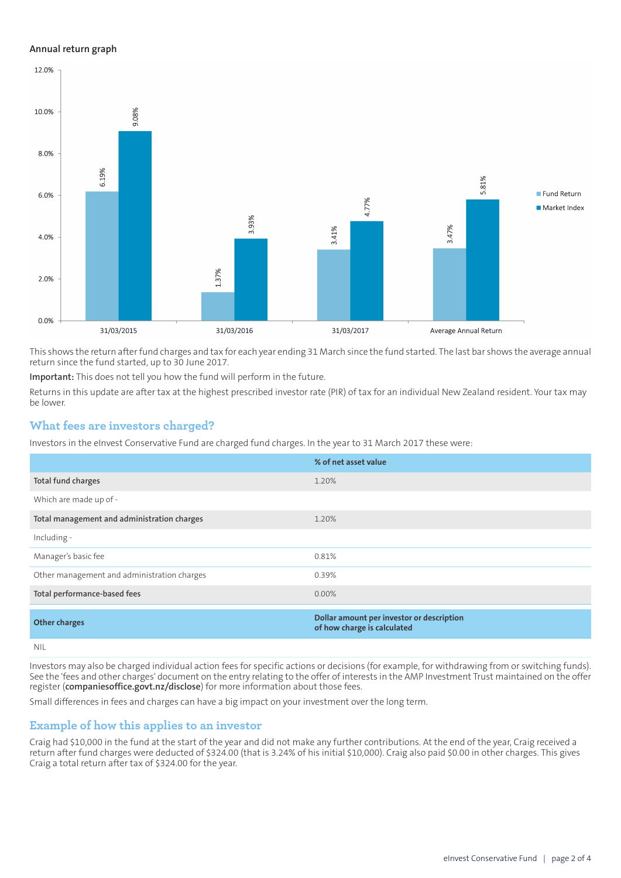**Annual return graph**

| | Fund Return | Market Index |
|---|---|---|
| 31/03/2015 | 6.19% | 9.08% |
| 31/03/2016 | 1.37% | 3.93% |
| 31/03/2017 | 3.41% | 4.77% |
| Average Annual Return | 3.47% | 5.81% |

This shows the return after fund charges and tax for each year ending 31 March since the fund started. The last bar shows the average annual return since the fund started, up to 30 June 2017.

**Important:** This does not tell you how the fund will perform in the future.

Returns in this update are after tax at the highest prescribed investor rate (PIR) of tax for an individual New Zealand resident. Your tax may be lower.

## What fees are investors charged?

Investors in the eInvest Conservative Fund are charged fund charges. In the year to 31 March 2017 these were:

| | % of net asset value |
|---|---|
| **Total fund charges** | 1.20% |
| Which are made up of - | |
| **Total management and administration charges** | 1.20% |
| Including - | |
| Manager's basic fee | 0.81% |
| Other management and administration charges | 0.39% |
| **Total performance-based fees** | 0.00% |

| **Other charges** | **Dollar amount per investor or description of how charge is calculated** |
|---|---|
| NIL | |

Investors may also be charged individual action fees for specific actions or decisions (for example, for withdrawing from or switching funds). See the 'fees and other charges' document on the entry relating to the offer of interests in the AMP Investment Trust maintained on the offer register (**companiesoffice.govt.nz/disclose**) for more information about those fees.

Small differences in fees and charges can have a big impact on your investment over the long term.

## Example of how this applies to an investor

Craig had $10,000 in the fund at the start of the year and did not make any further contributions. At the end of the year, Craig received a return after fund charges were deducted of $324.00 (that is 3.24% of his initial $10,000). Craig also paid $0.00 in other charges. This gives Craig a total return after tax of $324.00 for the year.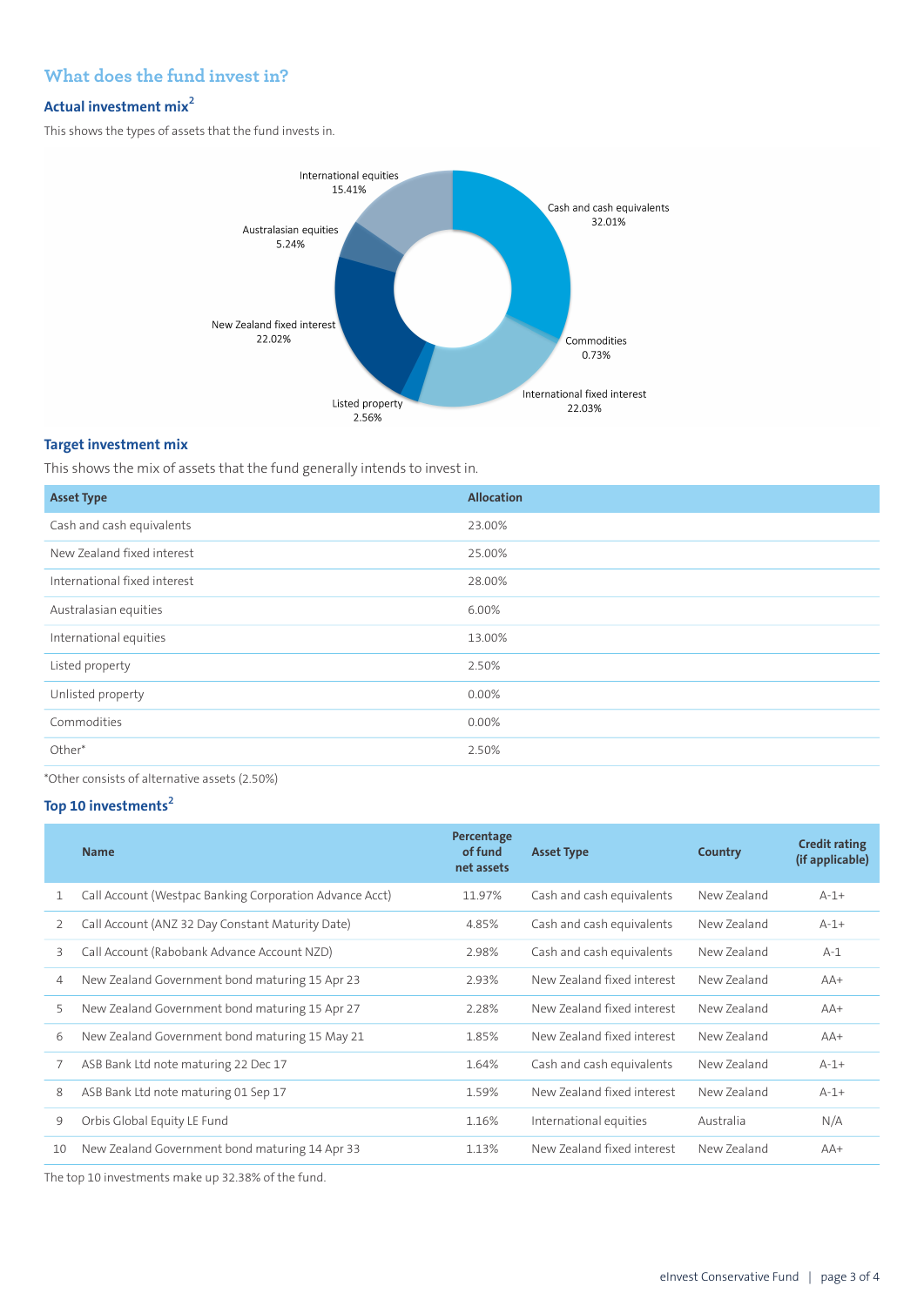## What does the fund invest in?

### Actual investment mix[2]

This shows the types of assets that the fund invests in.

- Cash and cash equivalents 32.01%
- Commodities 0.73%
- International fixed interest 22.03%
- Listed property 2.56%
- New Zealand fixed interest 22.02%
- Australasian equities 5.24%
- International equities 15.41%

### Target investment mix

This shows the mix of assets that the fund generally intends to invest in.

| Asset Type | Allocation |
|---|---|
| Cash and cash equivalents | 23.00% |
| New Zealand fixed interest | 25.00% |
| International fixed interest | 28.00% |
| Australasian equities | 6.00% |
| International equities | 13.00% |
| Listed property | 2.50% |
| Unlisted property | 0.00% |
| Commodities | 0.00% |
| Other* | 2.50% |

*Other consists of alternative assets (2.50%)

### Top 10 investments[2]

| | Name | Percentage of fund net assets | Asset Type | Country | Credit rating (if applicable) |
|---|---|---|---|---|---|
| 1 | Call Account (Westpac Banking Corporation Advance Acct) | 11.97% | Cash and cash equivalents | New Zealand | A-1+ |
| 2 | Call Account (ANZ 32 Day Constant Maturity Date) | 4.85% | Cash and cash equivalents | New Zealand | A-1+ |
| 3 | Call Account (Rabobank Advance Account NZD) | 2.98% | Cash and cash equivalents | New Zealand | A-1 |
| 4 | New Zealand Government bond maturing 15 Apr 23 | 2.93% | New Zealand fixed interest | New Zealand | AA+ |
| 5 | New Zealand Government bond maturing 15 Apr 27 | 2.28% | New Zealand fixed interest | New Zealand | AA+ |
| 6 | New Zealand Government bond maturing 15 May 21 | 1.85% | New Zealand fixed interest | New Zealand | AA+ |
| 7 | ASB Bank Ltd note maturing 22 Dec 17 | 1.64% | Cash and cash equivalents | New Zealand | A-1+ |
| 8 | ASB Bank Ltd note maturing 01 Sep 17 | 1.59% | New Zealand fixed interest | New Zealand | A-1+ |
| 9 | Orbis Global Equity LE Fund | 1.16% | International equities | Australia | N/A |
| 10 | New Zealand Government bond maturing 14 Apr 33 | 1.13% | New Zealand fixed interest | New Zealand | AA+ |

The top 10 investments make up 32.38% of the fund.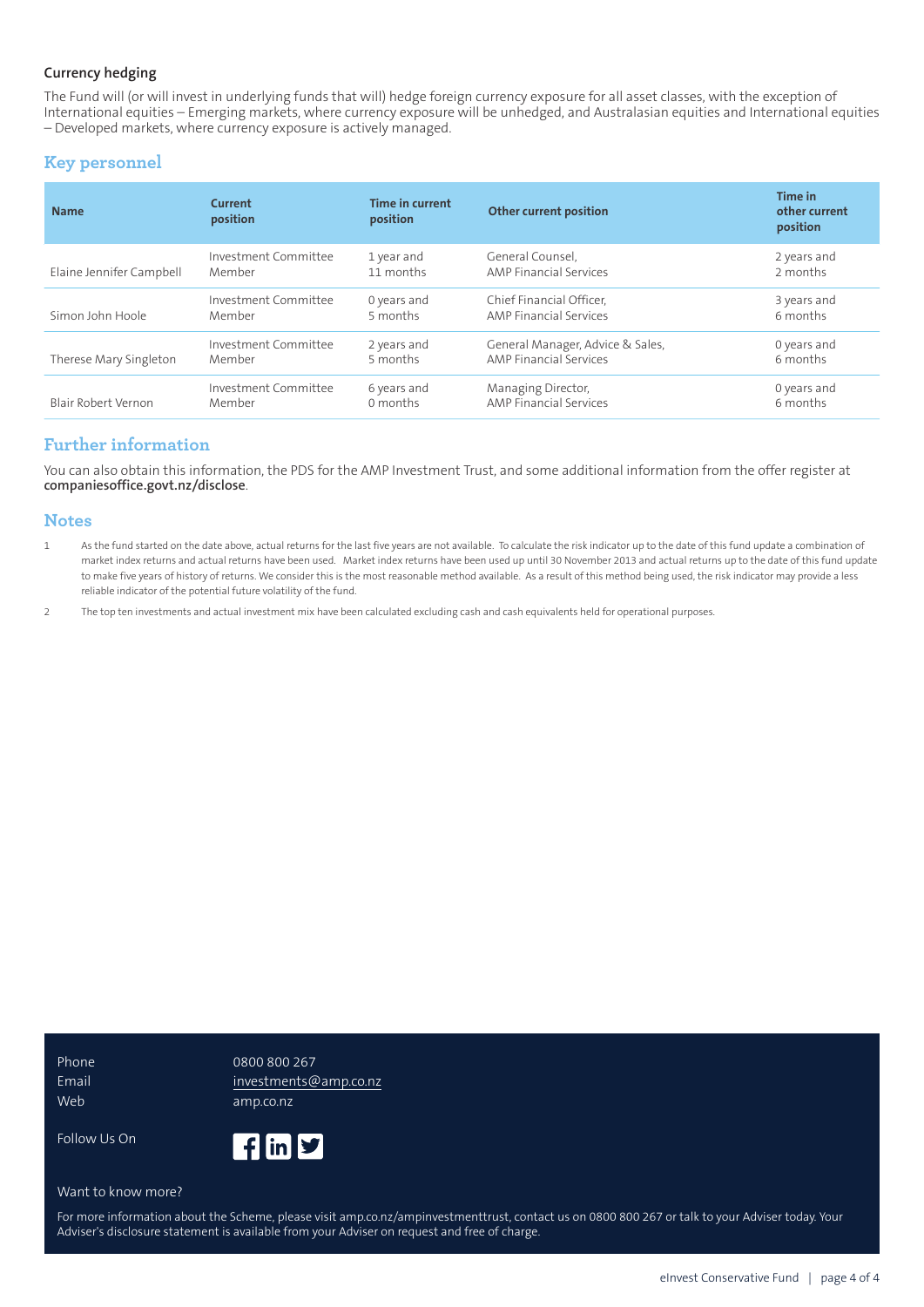### Currency hedging

The Fund will (or will invest in underlying funds that will) hedge foreign currency exposure for all asset classes, with the exception of International equities – Emerging markets, where currency exposure will be unhedged, and Australasian equities and International equities – Developed markets, where currency exposure is actively managed.

## Key personnel

| Name | Current position | Time in current position | Other current position | Time in other current position |
|---|---|---|---|---|
| Elaine Jennifer Campbell | Investment Committee Member | 1 year and 11 months | General Counsel, AMP Financial Services | 2 years and 2 months |
| Simon John Hoole | Investment Committee Member | 0 years and 5 months | Chief Financial Officer, AMP Financial Services | 3 years and 6 months |
| Therese Mary Singleton | Investment Committee Member | 2 years and 5 months | General Manager, Advice & Sales, AMP Financial Services | 0 years and 6 months |
| Blair Robert Vernon | Investment Committee Member | 6 years and 0 months | Managing Director, AMP Financial Services | 0 years and 6 months |

## Further information

You can also obtain this information, the PDS for the AMP Investment Trust, and some additional information from the offer register at **companiesoffice.govt.nz/disclose**.

## Notes

1. As the fund started on the date above, actual returns for the last five years are not available. To calculate the risk indicator up to the date of this fund update a combination of market index returns and actual returns have been used. Market index returns have been used up until 30 November 2013 and actual returns up to the date of this fund update to make five years of history of returns. We consider this is the most reasonable method available. As a result of this method being used, the risk indicator may provide a less reliable indicator of the potential future volatility of the fund.

2. The top ten investments and actual investment mix have been calculated excluding cash and cash equivalents held for operational purposes.

Phone 0800 800 267
Email investments@amp.co.nz
Web amp.co.nz

Follow Us On

Want to know more?

For more information about the Scheme, please visit amp.co.nz/ampinvestmenttrust, contact us on 0800 800 267 or talk to your Adviser today. Your Adviser's disclosure statement is available from your Adviser on request and free of charge.